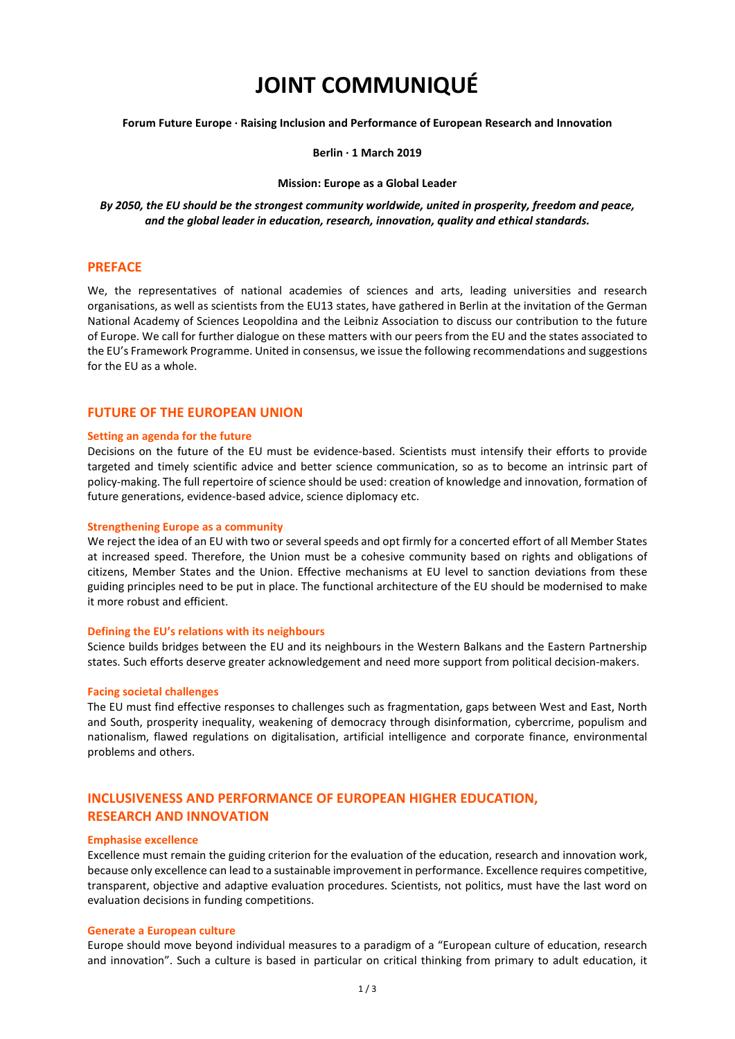# JOINT COMMUNIQUÉ

**Forum Future Europe · Raising Inclusion and Performance of European Research and Innovation**

**Berlin · 1 March 2019**

**Mission: Europe as a Global Leader**

***By 2050, the EU should be the strongest community worldwide, united in prosperity, freedom and peace, and the global leader in education, research, innovation, quality and ethical standards.***

## PREFACE

We, the representatives of national academies of sciences and arts, leading universities and research organisations, as well as scientists from the EU13 states, have gathered in Berlin at the invitation of the German National Academy of Sciences Leopoldina and the Leibniz Association to discuss our contribution to the future of Europe. We call for further dialogue on these matters with our peers from the EU and the states associated to the EU's Framework Programme. United in consensus, we issue the following recommendations and suggestions for the EU as a whole.

## FUTURE OF THE EUROPEAN UNION

### Setting an agenda for the future

Decisions on the future of the EU must be evidence-based. Scientists must intensify their efforts to provide targeted and timely scientific advice and better science communication, so as to become an intrinsic part of policy-making. The full repertoire of science should be used: creation of knowledge and innovation, formation of future generations, evidence-based advice, science diplomacy etc.

### Strengthening Europe as a community

We reject the idea of an EU with two or several speeds and opt firmly for a concerted effort of all Member States at increased speed. Therefore, the Union must be a cohesive community based on rights and obligations of citizens, Member States and the Union. Effective mechanisms at EU level to sanction deviations from these guiding principles need to be put in place. The functional architecture of the EU should be modernised to make it more robust and efficient.

### Defining the EU's relations with its neighbours

Science builds bridges between the EU and its neighbours in the Western Balkans and the Eastern Partnership states. Such efforts deserve greater acknowledgement and need more support from political decision-makers.

### Facing societal challenges

The EU must find effective responses to challenges such as fragmentation, gaps between West and East, North and South, prosperity inequality, weakening of democracy through disinformation, cybercrime, populism and nationalism, flawed regulations on digitalisation, artificial intelligence and corporate finance, environmental problems and others.

## INCLUSIVENESS AND PERFORMANCE OF EUROPEAN HIGHER EDUCATION, RESEARCH AND INNOVATION

### Emphasise excellence

Excellence must remain the guiding criterion for the evaluation of the education, research and innovation work, because only excellence can lead to a sustainable improvement in performance. Excellence requires competitive, transparent, objective and adaptive evaluation procedures. Scientists, not politics, must have the last word on evaluation decisions in funding competitions.

### Generate a European culture

Europe should move beyond individual measures to a paradigm of a "European culture of education, research and innovation". Such a culture is based in particular on critical thinking from primary to adult education, it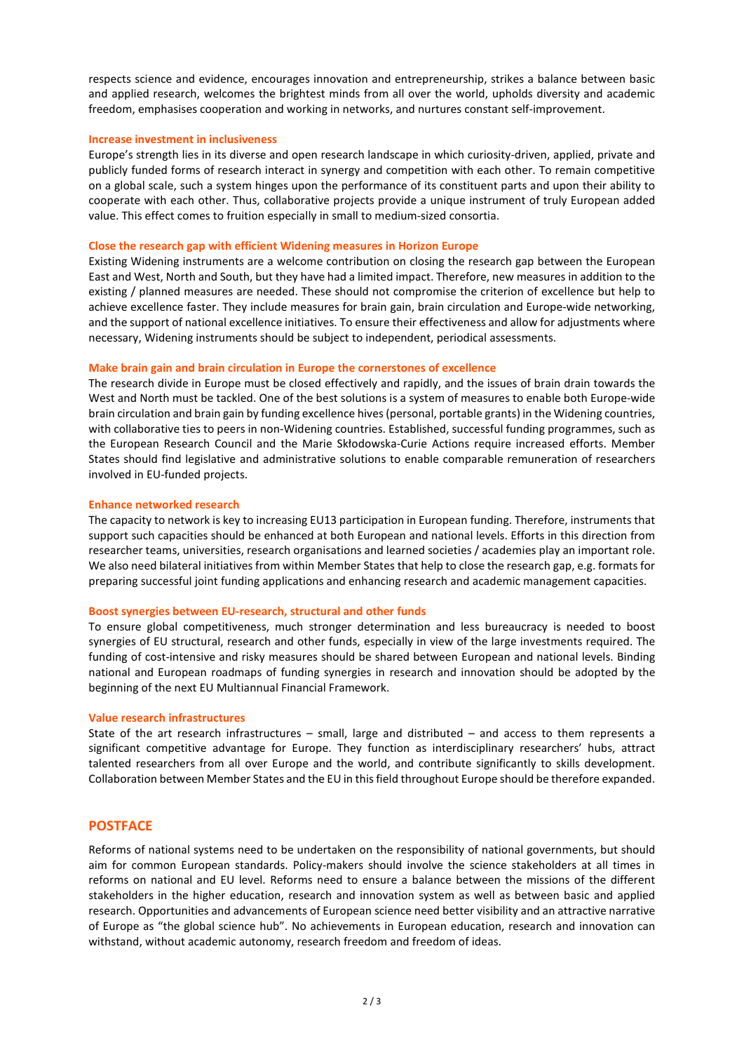respects science and evidence, encourages innovation and entrepreneurship, strikes a balance between basic and applied research, welcomes the brightest minds from all over the world, upholds diversity and academic freedom, emphasises cooperation and working in networks, and nurtures constant self-improvement.

### Increase investment in inclusiveness

Europe's strength lies in its diverse and open research landscape in which curiosity-driven, applied, private and publicly funded forms of research interact in synergy and competition with each other. To remain competitive on a global scale, such a system hinges upon the performance of its constituent parts and upon their ability to cooperate with each other. Thus, collaborative projects provide a unique instrument of truly European added value. This effect comes to fruition especially in small to medium-sized consortia.

### Close the research gap with efficient Widening measures in Horizon Europe

Existing Widening instruments are a welcome contribution on closing the research gap between the European East and West, North and South, but they have had a limited impact. Therefore, new measures in addition to the existing / planned measures are needed. These should not compromise the criterion of excellence but help to achieve excellence faster. They include measures for brain gain, brain circulation and Europe-wide networking, and the support of national excellence initiatives. To ensure their effectiveness and allow for adjustments where necessary, Widening instruments should be subject to independent, periodical assessments.

### Make brain gain and brain circulation in Europe the cornerstones of excellence

The research divide in Europe must be closed effectively and rapidly, and the issues of brain drain towards the West and North must be tackled. One of the best solutions is a system of measures to enable both Europe-wide brain circulation and brain gain by funding excellence hives (personal, portable grants) in the Widening countries, with collaborative ties to peers in non-Widening countries. Established, successful funding programmes, such as the European Research Council and the Marie Skłodowska-Curie Actions require increased efforts. Member States should find legislative and administrative solutions to enable comparable remuneration of researchers involved in EU-funded projects.

### Enhance networked research

The capacity to network is key to increasing EU13 participation in European funding. Therefore, instruments that support such capacities should be enhanced at both European and national levels. Efforts in this direction from researcher teams, universities, research organisations and learned societies / academies play an important role. We also need bilateral initiatives from within Member States that help to close the research gap, e.g. formats for preparing successful joint funding applications and enhancing research and academic management capacities.

### Boost synergies between EU-research, structural and other funds

To ensure global competitiveness, much stronger determination and less bureaucracy is needed to boost synergies of EU structural, research and other funds, especially in view of the large investments required. The funding of cost-intensive and risky measures should be shared between European and national levels. Binding national and European roadmaps of funding synergies in research and innovation should be adopted by the beginning of the next EU Multiannual Financial Framework.

### Value research infrastructures

State of the art research infrastructures – small, large and distributed – and access to them represents a significant competitive advantage for Europe. They function as interdisciplinary researchers' hubs, attract talented researchers from all over Europe and the world, and contribute significantly to skills development. Collaboration between Member States and the EU in this field throughout Europe should be therefore expanded.

## POSTFACE

Reforms of national systems need to be undertaken on the responsibility of national governments, but should aim for common European standards. Policy-makers should involve the science stakeholders at all times in reforms on national and EU level. Reforms need to ensure a balance between the missions of the different stakeholders in the higher education, research and innovation system as well as between basic and applied research. Opportunities and advancements of European science need better visibility and an attractive narrative of Europe as "the global science hub". No achievements in European education, research and innovation can withstand, without academic autonomy, research freedom and freedom of ideas.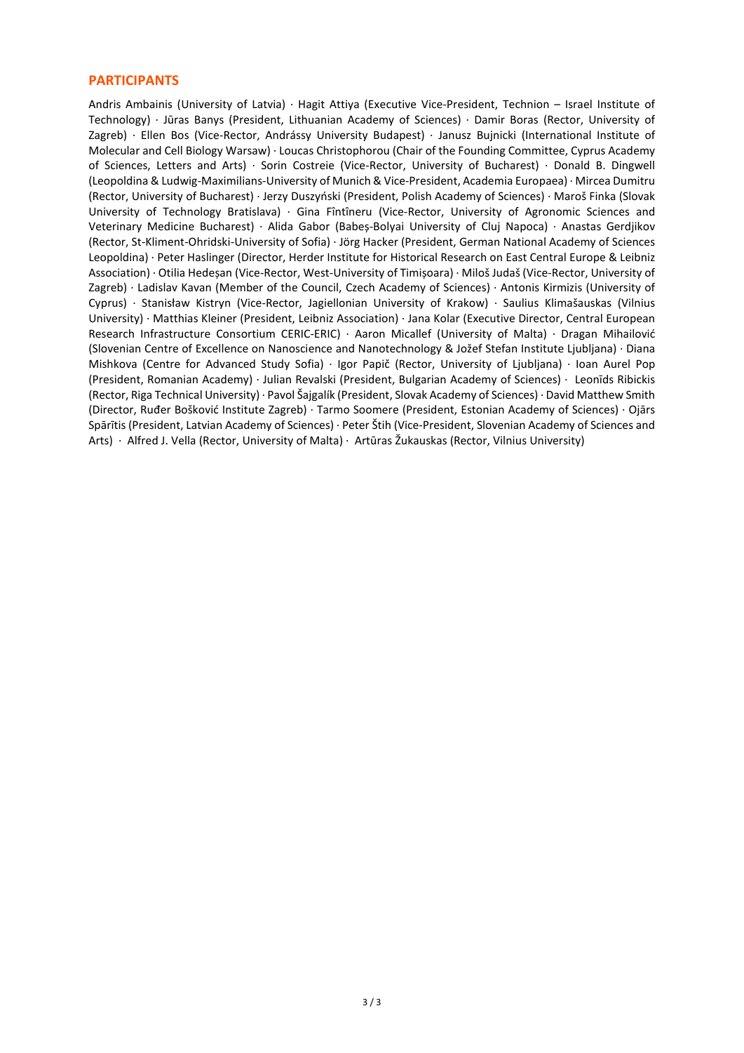## PARTICIPANTS

Andris Ambainis (University of Latvia) · Hagit Attiya (Executive Vice-President, Technion – Israel Institute of Technology) · Jūras Banys (President, Lithuanian Academy of Sciences) · Damir Boras (Rector, University of Zagreb) · Ellen Bos (Vice-Rector, Andrássy University Budapest) · Janusz Bujnicki (International Institute of Molecular and Cell Biology Warsaw) · Loucas Christophorou (Chair of the Founding Committee, Cyprus Academy of Sciences, Letters and Arts) · Sorin Costreie (Vice-Rector, University of Bucharest) · Donald B. Dingwell (Leopoldina & Ludwig-Maximilians-University of Munich & Vice-President, Academia Europaea) · Mircea Dumitru (Rector, University of Bucharest) · Jerzy Duszyński (President, Polish Academy of Sciences) · Maroš Finka (Slovak University of Technology Bratislava) · Gina Fîntîneru (Vice-Rector, University of Agronomic Sciences and Veterinary Medicine Bucharest) · Alida Gabor (Babeș-Bolyai University of Cluj Napoca) · Anastas Gerdjikov (Rector, St-Kliment-Ohridski-University of Sofia) · Jörg Hacker (President, German National Academy of Sciences Leopoldina) · Peter Haslinger (Director, Herder Institute for Historical Research on East Central Europe & Leibniz Association) · Otilia Hedeșan (Vice-Rector, West-University of Timișoara) · Miloš Judaš (Vice-Rector, University of Zagreb) · Ladislav Kavan (Member of the Council, Czech Academy of Sciences) · Antonis Kirmizis (University of Cyprus) · Stanisław Kistryn (Vice-Rector, Jagiellonian University of Krakow) · Saulius Klimašauskas (Vilnius University) · Matthias Kleiner (President, Leibniz Association) · Jana Kolar (Executive Director, Central European Research Infrastructure Consortium CERIC-ERIC) · Aaron Micallef (University of Malta) · Dragan Mihailović (Slovenian Centre of Excellence on Nanoscience and Nanotechnology & Jožef Stefan Institute Ljubljana) · Diana Mishkova (Centre for Advanced Study Sofia) · Igor Papič (Rector, University of Ljubljana) · Ioan Aurel Pop (President, Romanian Academy) · Julian Revalski (President, Bulgarian Academy of Sciences) · Leonīds Ribickis (Rector, Riga Technical University) · Pavol Šajgalík (President, Slovak Academy of Sciences) · David Matthew Smith (Director, Ruđer Bošković Institute Zagreb) · Tarmo Soomere (President, Estonian Academy of Sciences) · Ojārs Spārītis (President, Latvian Academy of Sciences) · Peter Štih (Vice-President, Slovenian Academy of Sciences and Arts) · Alfred J. Vella (Rector, University of Malta) · Artūras Žukauskas (Rector, Vilnius University)